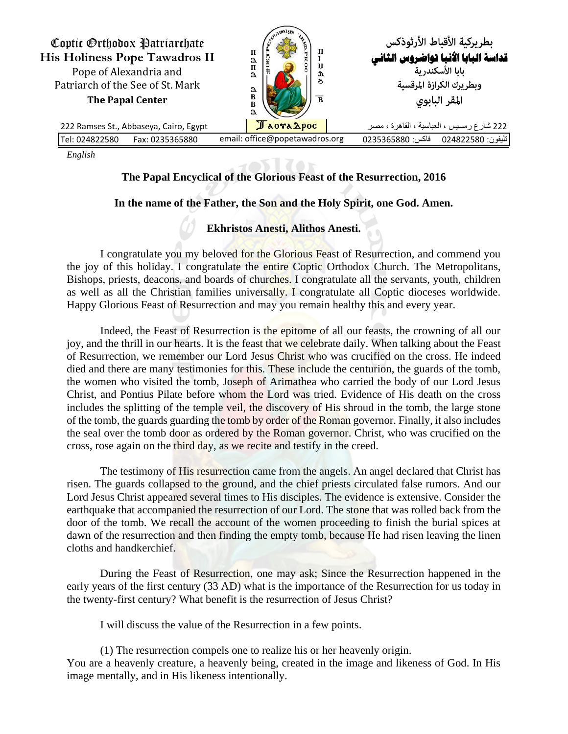Coptic Orthodox Patriarchate
**His Holiness Pope Tawadros II**
Pope of Alexandria and
Patriarch of the See of St. Mark
**The Papal Center**

بطريركية الأقباط الأرثوذكس
**قداسة البابا الأنبا تواضروس الثاني**
بابا الأسكندرية
وبطريرك الكرازة المرقسية
المقر البابوي

222 Ramses St., Abbaseya, Cairo, Egypt | Ⲑⲁⲟⲩⲁⲇⲣⲟⲥ | 222 شارع رمسيس ، العباسية ، القاهرة ، مصر

Tel: 024822580 Fax: 0235365880 | email: office@popetawadros.org | تليفون: 024822580 فاكس: 0235365880

*English*

**The Papal Encyclical of the Glorious Feast of the Resurrection, 2016**

**In the name of the Father, the Son and the Holy Spirit, one God. Amen.**

**Ekhristos Anesti, Alithos Anesti.**

I congratulate you my beloved for the Glorious Feast of Resurrection, and commend you the joy of this holiday. I congratulate the entire Coptic Orthodox Church. The Metropolitans, Bishops, priests, deacons, and boards of churches. I congratulate all the servants, youth, children as well as all the Christian families universally. I congratulate all Coptic dioceses worldwide. Happy Glorious Feast of Resurrection and may you remain healthy this and every year.

Indeed, the Feast of Resurrection is the epitome of all our feasts, the crowning of all our joy, and the thrill in our hearts. It is the feast that we celebrate daily. When talking about the Feast of Resurrection, we remember our Lord Jesus Christ who was crucified on the cross. He indeed died and there are many testimonies for this. These include the centurion, the guards of the tomb, the women who visited the tomb, Joseph of Arimathea who carried the body of our Lord Jesus Christ, and Pontius Pilate before whom the Lord was tried. Evidence of His death on the cross includes the splitting of the temple veil, the discovery of His shroud in the tomb, the large stone of the tomb, the guards guarding the tomb by order of the Roman governor. Finally, it also includes the seal over the tomb door as ordered by the Roman governor. Christ, who was crucified on the cross, rose again on the third day, as we recite and testify in the creed.

The testimony of His resurrection came from the angels. An angel declared that Christ has risen. The guards collapsed to the ground, and the chief priests circulated false rumors. And our Lord Jesus Christ appeared several times to His disciples. The evidence is extensive. Consider the earthquake that accompanied the resurrection of our Lord. The stone that was rolled back from the door of the tomb. We recall the account of the women proceeding to finish the burial spices at dawn of the resurrection and then finding the empty tomb, because He had risen leaving the linen cloths and handkerchief.

During the Feast of Resurrection, one may ask; Since the Resurrection happened in the early years of the first century (33 AD) what is the importance of the Resurrection for us today in the twenty-first century? What benefit is the resurrection of Jesus Christ?

I will discuss the value of the Resurrection in a few points.

(1) The resurrection compels one to realize his or her heavenly origin.
You are a heavenly creature, a heavenly being, created in the image and likeness of God. In His image mentally, and in His likeness intentionally.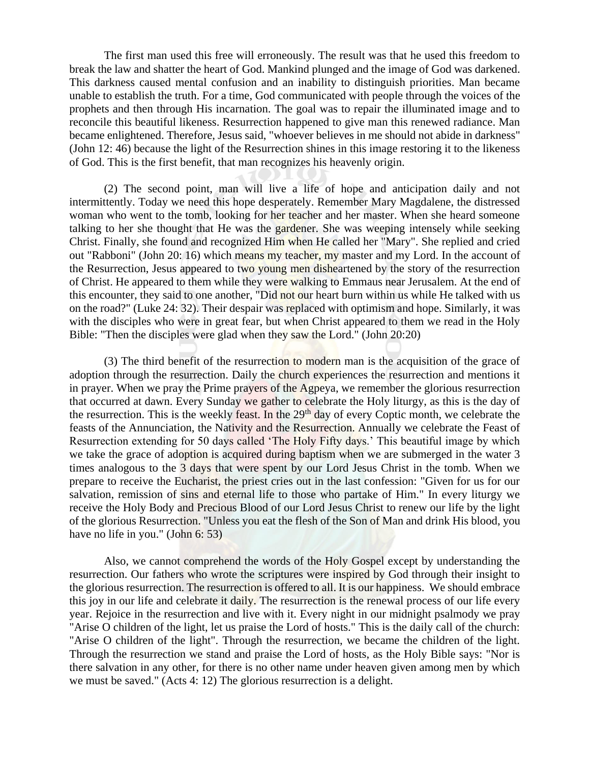The first man used this free will erroneously. The result was that he used this freedom to break the law and shatter the heart of God. Mankind plunged and the image of God was darkened. This darkness caused mental confusion and an inability to distinguish priorities. Man became unable to establish the truth. For a time, God communicated with people through the voices of the prophets and then through His incarnation. The goal was to repair the illuminated image and to reconcile this beautiful likeness. Resurrection happened to give man this renewed radiance. Man became enlightened. Therefore, Jesus said, "whoever believes in me should not abide in darkness" (John 12: 46) because the light of the Resurrection shines in this image restoring it to the likeness of God. This is the first benefit, that man recognizes his heavenly origin.

(2) The second point, man will live a life of hope and anticipation daily and not intermittently. Today we need this hope desperately. Remember Mary Magdalene, the distressed woman who went to the tomb, looking for her teacher and her master. When she heard someone talking to her she thought that He was the gardener. She was weeping intensely while seeking Christ. Finally, she found and recognized Him when He called her "Mary". She replied and cried out "Rabboni" (John 20: 16) which means my teacher, my master and my Lord. In the account of the Resurrection, Jesus appeared to two young men disheartened by the story of the resurrection of Christ. He appeared to them while they were walking to Emmaus near Jerusalem. At the end of this encounter, they said to one another, "Did not our heart burn within us while He talked with us on the road?" (Luke 24: 32). Their despair was replaced with optimism and hope. Similarly, it was with the disciples who were in great fear, but when Christ appeared to them we read in the Holy Bible: "Then the disciples were glad when they saw the Lord." (John 20:20)

(3) The third benefit of the resurrection to modern man is the acquisition of the grace of adoption through the resurrection. Daily the church experiences the resurrection and mentions it in prayer. When we pray the Prime prayers of the Agpeya, we remember the glorious resurrection that occurred at dawn. Every Sunday we gather to celebrate the Holy liturgy, as this is the day of the resurrection. This is the weekly feast. In the 29th day of every Coptic month, we celebrate the feasts of the Annunciation, the Nativity and the Resurrection. Annually we celebrate the Feast of Resurrection extending for 50 days called 'The Holy Fifty days.' This beautiful image by which we take the grace of adoption is acquired during baptism when we are submerged in the water 3 times analogous to the 3 days that were spent by our Lord Jesus Christ in the tomb. When we prepare to receive the Eucharist, the priest cries out in the last confession: "Given for us for our salvation, remission of sins and eternal life to those who partake of Him." In every liturgy we receive the Holy Body and Precious Blood of our Lord Jesus Christ to renew our life by the light of the glorious Resurrection. "Unless you eat the flesh of the Son of Man and drink His blood, you have no life in you." (John 6: 53)

Also, we cannot comprehend the words of the Holy Gospel except by understanding the resurrection. Our fathers who wrote the scriptures were inspired by God through their insight to the glorious resurrection. The resurrection is offered to all. It is our happiness. We should embrace this joy in our life and celebrate it daily. The resurrection is the renewal process of our life every year. Rejoice in the resurrection and live with it. Every night in our midnight psalmody we pray "Arise O children of the light, let us praise the Lord of hosts." This is the daily call of the church: "Arise O children of the light". Through the resurrection, we became the children of the light. Through the resurrection we stand and praise the Lord of hosts, as the Holy Bible says: "Nor is there salvation in any other, for there is no other name under heaven given among men by which we must be saved." (Acts 4: 12) The glorious resurrection is a delight.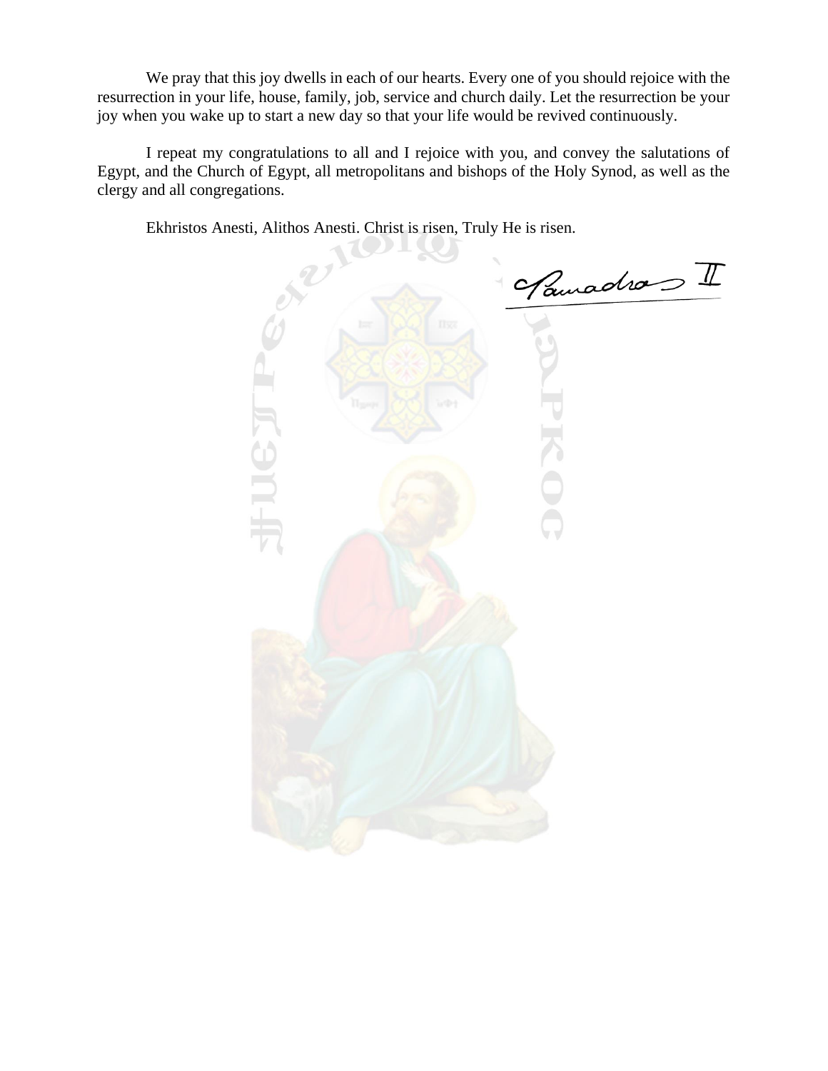We pray that this joy dwells in each of our hearts. Every one of you should rejoice with the resurrection in your life, house, family, job, service and church daily. Let the resurrection be your joy when you wake up to start a new day so that your life would be revived continuously.

I repeat my congratulations to all and I rejoice with you, and convey the salutations of Egypt, and the Church of Egypt, all metropolitans and bishops of the Holy Synod, as well as the clergy and all congregations.

Ekhristos Anesti, Alithos Anesti. Christ is risen, Truly He is risen.

Tawadros II